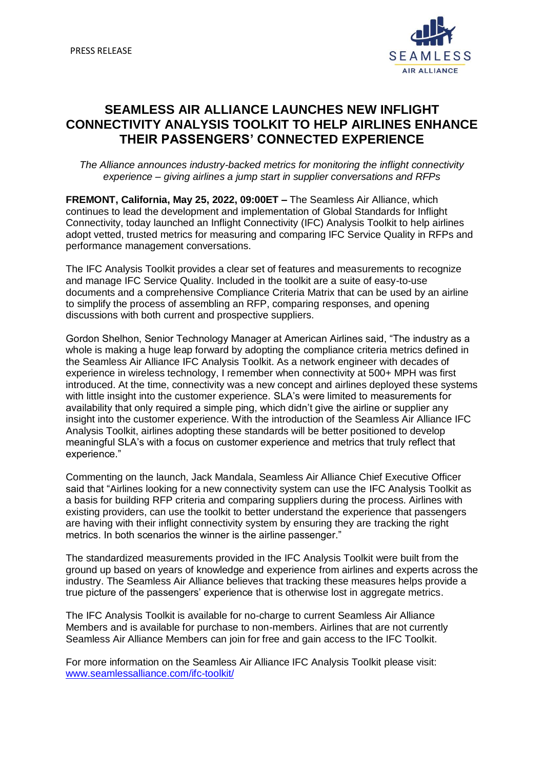PRESS RELEASE

SEAMLESS
AIR ALLIANCE

# SEAMLESS AIR ALLIANCE LAUNCHES NEW INFLIGHT CONNECTIVITY ANALYSIS TOOLKIT TO HELP AIRLINES ENHANCE THEIR PASSENGERS' CONNECTED EXPERIENCE

*The Alliance announces industry-backed metrics for monitoring the inflight connectivity experience – giving airlines a jump start in supplier conversations and RFPs*

**FREMONT, California, May 25, 2022, 09:00ET –** The Seamless Air Alliance, which continues to lead the development and implementation of Global Standards for Inflight Connectivity, today launched an Inflight Connectivity (IFC) Analysis Toolkit to help airlines adopt vetted, trusted metrics for measuring and comparing IFC Service Quality in RFPs and performance management conversations.

The IFC Analysis Toolkit provides a clear set of features and measurements to recognize and manage IFC Service Quality. Included in the toolkit are a suite of easy-to-use documents and a comprehensive Compliance Criteria Matrix that can be used by an airline to simplify the process of assembling an RFP, comparing responses, and opening discussions with both current and prospective suppliers.

Gordon Shelhon, Senior Technology Manager at American Airlines said, "The industry as a whole is making a huge leap forward by adopting the compliance criteria metrics defined in the Seamless Air Alliance IFC Analysis Toolkit. As a network engineer with decades of experience in wireless technology, I remember when connectivity at 500+ MPH was first introduced. At the time, connectivity was a new concept and airlines deployed these systems with little insight into the customer experience. SLA's were limited to measurements for availability that only required a simple ping, which didn't give the airline or supplier any insight into the customer experience. With the introduction of the Seamless Air Alliance IFC Analysis Toolkit, airlines adopting these standards will be better positioned to develop meaningful SLA's with a focus on customer experience and metrics that truly reflect that experience."

Commenting on the launch, Jack Mandala, Seamless Air Alliance Chief Executive Officer said that "Airlines looking for a new connectivity system can use the IFC Analysis Toolkit as a basis for building RFP criteria and comparing suppliers during the process. Airlines with existing providers, can use the toolkit to better understand the experience that passengers are having with their inflight connectivity system by ensuring they are tracking the right metrics. In both scenarios the winner is the airline passenger."

The standardized measurements provided in the IFC Analysis Toolkit were built from the ground up based on years of knowledge and experience from airlines and experts across the industry. The Seamless Air Alliance believes that tracking these measures helps provide a true picture of the passengers' experience that is otherwise lost in aggregate metrics.

The IFC Analysis Toolkit is available for no-charge to current Seamless Air Alliance Members and is available for purchase to non-members. Airlines that are not currently Seamless Air Alliance Members can join for free and gain access to the IFC Toolkit.

For more information on the Seamless Air Alliance IFC Analysis Toolkit please visit: [www.seamlessalliance.com/ifc-toolkit/](www.seamlessalliance.com/ifc-toolkit/)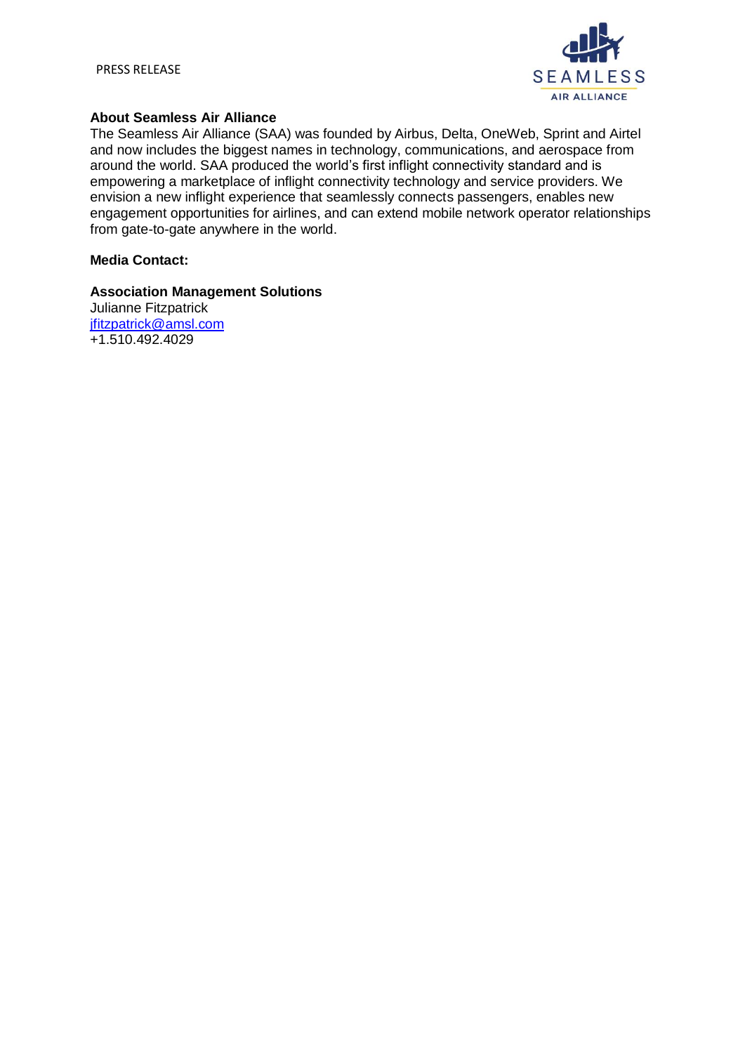**About Seamless Air Alliance**

The Seamless Air Alliance (SAA) was founded by Airbus, Delta, OneWeb, Sprint and Airtel and now includes the biggest names in technology, communications, and aerospace from around the world. SAA produced the world's first inflight connectivity standard and is empowering a marketplace of inflight connectivity technology and service providers. We envision a new inflight experience that seamlessly connects passengers, enables new engagement opportunities for airlines, and can extend mobile network operator relationships from gate-to-gate anywhere in the world.

**Media Contact:**

**Association Management Solutions**
Julianne Fitzpatrick
jfitzpatrick@amsl.com
+1.510.492.4029